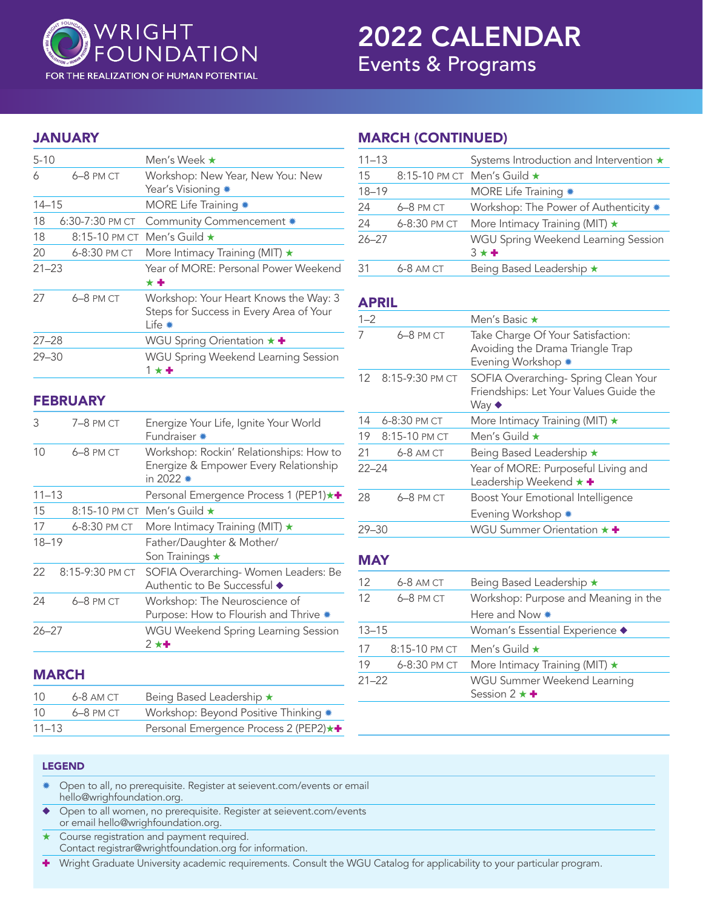# WRIGHT FOUNDATION

FOR THE REALIZATION OF HUMAN POTENTIAL

# 2022 CALENDAR

## Events & Programs

## JANUARY

| Date | Time | Event |
|---|---|---|
| 5-10 | | Men's Week ★ |
| 6 | 6–8 PM CT | Workshop: New Year, New You: New Year's Visioning ✸ |
| 14–15 | | MORE Life Training ✸ |
| 18 | 6:30-7:30 PM CT | Community Commencement ✸ |
| 18 | 8:15-10 PM CT | Men's Guild ★ |
| 20 | 6-8:30 PM CT | More Intimacy Training (MIT) ★ |
| 21–23 | | Year of MORE: Personal Power Weekend ★ ✚ |
| 27 | 6–8 PM CT | Workshop: Your Heart Knows the Way: 3 Steps for Success in Every Area of Your Life ✸ |
| 27–28 | | WGU Spring Orientation ★ ✚ |
| 29–30 | | WGU Spring Weekend Learning Session 1 ★ ✚ |

## FEBRUARY

| Date | Time | Event |
|---|---|---|
| 3 | 7–8 PM CT | Energize Your Life, Ignite Your World Fundraiser ✸ |
| 10 | 6–8 PM CT | Workshop: Rockin' Relationships: How to Energize & Empower Every Relationship in 2022 ✸ |
| 11–13 | | Personal Emergence Process 1 (PEP1)★✚ |
| 15 | 8:15-10 PM CT | Men's Guild ★ |
| 17 | 6-8:30 PM CT | More Intimacy Training (MIT) ★ |
| 18–19 | | Father/Daughter & Mother/ Son Trainings ★ |
| 22 | 8:15-9:30 PM CT | SOFIA Overarching- Women Leaders: Be Authentic to Be Successful ◆ |
| 24 | 6–8 PM CT | Workshop: The Neuroscience of Purpose: How to Flourish and Thrive ✸ |
| 26–27 | | WGU Weekend Spring Learning Session 2 ★✚ |

## MARCH

| Date | Time | Event |
|---|---|---|
| 10 | 6-8 AM CT | Being Based Leadership ★ |
| 10 | 6–8 PM CT | Workshop: Beyond Positive Thinking ✸ |
| 11–13 | | Personal Emergence Process 2 (PEP2)★✚ |

## MARCH (CONTINUED)

| Date | Time | Event |
|---|---|---|
| 11–13 | | Systems Introduction and Intervention ★ |
| 15 | 8:15-10 PM CT | Men's Guild ★ |
| 18–19 | | MORE Life Training ✸ |
| 24 | 6–8 PM CT | Workshop: The Power of Authenticity ✸ |
| 24 | 6-8:30 PM CT | More Intimacy Training (MIT) ★ |
| 26–27 | | WGU Spring Weekend Learning Session 3 ★ ✚ |
| 31 | 6-8 AM CT | Being Based Leadership ★ |

## APRIL

| Date | Time | Event |
|---|---|---|
| 1–2 | | Men's Basic ★ |
| 7 | 6–8 PM CT | Take Charge Of Your Satisfaction: Avoiding the Drama Triangle Trap Evening Workshop ✸ |
| 12 | 8:15-9:30 PM CT | SOFIA Overarching- Spring Clean Your Friendships: Let Your Values Guide the Way ◆ |
| 14 | 6-8:30 PM CT | More Intimacy Training (MIT) ★ |
| 19 | 8:15-10 PM CT | Men's Guild ★ |
| 21 | 6-8 AM CT | Being Based Leadership ★ |
| 22–24 | | Year of MORE: Purposeful Living and Leadership Weekend ★ ✚ |
| 28 | 6–8 PM CT | Boost Your Emotional Intelligence Evening Workshop ✸ |
| 29–30 | | WGU Summer Orientation ★ ✚ |

## MAY

| Date | Time | Event |
|---|---|---|
| 12 | 6-8 AM CT | Being Based Leadership ★ |
| 12 | 6–8 PM CT | Workshop: Purpose and Meaning in the Here and Now ✸ |
| 13–15 | | Woman's Essential Experience ◆ |
| 17 | 8:15-10 PM CT | Men's Guild ★ |
| 19 | 6-8:30 PM CT | More Intimacy Training (MIT) ★ |
| 21–22 | | WGU Summer Weekend Learning Session 2 ★ ✚ |

### LEGEND

- ✸ Open to all, no prerequisite. Register at seievent.com/events or email hello@wrighfoundation.org.
- ◆ Open to all women, no prerequisite. Register at seievent.com/events or email hello@wrighfoundation.org.
- ★ Course registration and payment required. Contact registrar@wrightfoundation.org for information.
- ✚ Wright Graduate University academic requirements. Consult the WGU Catalog for applicability to your particular program.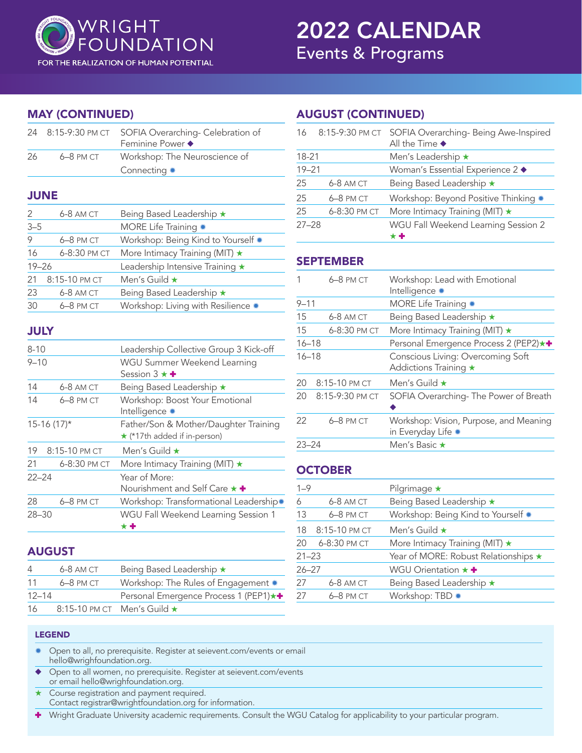# WRIGHT FOUNDATION

FOR THE REALIZATION OF HUMAN POTENTIAL

# 2022 CALENDAR

## Events & Programs

## MAY (CONTINUED)

| | | |
|---|---|---|
| 24 | 8:15-9:30 PM CT | SOFIA Overarching- Celebration of Feminine Power ◆ |
| 26 | 6–8 PM CT | Workshop: The Neuroscience of Connecting ✹ |

## JUNE

| | | |
|---|---|---|
| 2 | 6-8 AM CT | Being Based Leadership ★ |
| 3–5 | | MORE Life Training ✹ |
| 9 | 6–8 PM CT | Workshop: Being Kind to Yourself ✹ |
| 16 | 6-8:30 PM CT | More Intimacy Training (MIT) ★ |
| 19–26 | | Leadership Intensive Training ★ |
| 21 | 8:15-10 PM CT | Men's Guild ★ |
| 23 | 6-8 AM CT | Being Based Leadership ★ |
| 30 | 6–8 PM CT | Workshop: Living with Resilience ✹ |

## JULY

| | | |
|---|---|---|
| 8-10 | | Leadership Collective Group 3 Kick-off |
| 9–10 | | WGU Summer Weekend Learning Session 3 ★ ✚ |
| 14 | 6-8 AM CT | Being Based Leadership ★ |
| 14 | 6–8 PM CT | Workshop: Boost Your Emotional Intelligence ✹ |
| 15-16 (17)* | | Father/Son & Mother/Daughter Training ★ (*17th added if in-person) |
| 19 | 8:15-10 PM CT | Men's Guild ★ |
| 21 | 6-8:30 PM CT | More Intimacy Training (MIT) ★ |
| 22–24 | | Year of More: Nourishment and Self Care ★ ✚ |
| 28 | 6–8 PM CT | Workshop: Transformational Leadership ✹ |
| 28–30 | | WGU Fall Weekend Learning Session 1 ★ ✚ |

## AUGUST

| | | |
|---|---|---|
| 4 | 6-8 AM CT | Being Based Leadership ★ |
| 11 | 6–8 PM CT | Workshop: The Rules of Engagement ✹ |
| 12–14 | | Personal Emergence Process 1 (PEP1) ★ ✚ |
| 16 | 8:15-10 PM CT | Men's Guild ★ |

## AUGUST (CONTINUED)

| | | |
|---|---|---|
| 16 | 8:15-9:30 PM CT | SOFIA Overarching- Being Awe-Inspired All the Time ◆ |
| 18-21 | | Men's Leadership ★ |
| 19–21 | | Woman's Essential Experience 2 ◆ |
| 25 | 6-8 AM CT | Being Based Leadership ★ |
| 25 | 6–8 PM CT | Workshop: Beyond Positive Thinking ✹ |
| 25 | 6-8:30 PM CT | More Intimacy Training (MIT) ★ |
| 27–28 | | WGU Fall Weekend Learning Session 2 ★ ✚ |

## SEPTEMBER

| | | |
|---|---|---|
| 1 | 6–8 PM CT | Workshop: Lead with Emotional Intelligence ✹ |
| 9–11 | | MORE Life Training ✹ |
| 15 | 6-8 AM CT | Being Based Leadership ★ |
| 15 | 6-8:30 PM CT | More Intimacy Training (MIT) ★ |
| 16–18 | | Personal Emergence Process 2 (PEP2) ★ ✚ |
| 16–18 | | Conscious Living: Overcoming Soft Addictions Training ★ |
| 20 | 8:15-10 PM CT | Men's Guild ★ |
| 20 | 8:15-9:30 PM CT | SOFIA Overarching- The Power of Breath ◆ |
| 22 | 6–8 PM CT | Workshop: Vision, Purpose, and Meaning in Everyday Life ✹ |
| 23–24 | | Men's Basic ★ |

## OCTOBER

| | | |
|---|---|---|
| 1–9 | | Pilgrimage ★ |
| 6 | 6-8 AM CT | Being Based Leadership ★ |
| 13 | 6–8 PM CT | Workshop: Being Kind to Yourself ✹ |
| 18 | 8:15-10 PM CT | Men's Guild ★ |
| 20 | 6-8:30 PM CT | More Intimacy Training (MIT) ★ |
| 21–23 | | Year of MORE: Robust Relationships ★ |
| 26–27 | | WGU Orientation ★ ✚ |
| 27 | 6-8 AM CT | Being Based Leadership ★ |
| 27 | 6–8 PM CT | Workshop: TBD ✹ |

### LEGEND

- ✹ Open to all, no prerequisite. Register at seievent.com/events or email hello@wrighfoundation.org.
- ◆ Open to all women, no prerequisite. Register at seievent.com/events or email hello@wrighfoundation.org.
- ★ Course registration and payment required. Contact registrar@wrightfoundation.org for information.
- ✚ Wright Graduate University academic requirements. Consult the WGU Catalog for applicability to your particular program.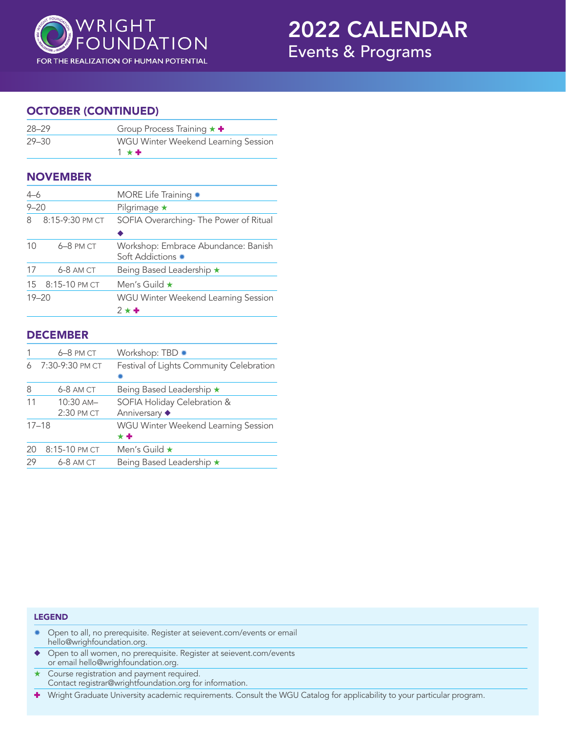# 2022 CALENDAR
## Events & Programs

WRIGHT FOUNDATION
FOR THE REALIZATION OF HUMAN POTENTIAL

## OCTOBER (CONTINUED)

| | | |
|---|---|---|
| 28–29 | | Group Process Training ★ ✚ |
| 29–30 | | WGU Winter Weekend Learning Session 1 ★ ✚ |

## NOVEMBER

| | | |
|---|---|---|
| 4–6 | | MORE Life Training ✹ |
| 9–20 | | Pilgrimage ★ |
| 8 | 8:15-9:30 PM CT | SOFIA Overarching- The Power of Ritual ◆ |
| 10 | 6–8 PM CT | Workshop: Embrace Abundance: Banish Soft Addictions ✹ |
| 17 | 6-8 AM CT | Being Based Leadership ★ |
| 15 | 8:15-10 PM CT | Men's Guild ★ |
| 19–20 | | WGU Winter Weekend Learning Session 2 ★ ✚ |

## DECEMBER

| | | |
|---|---|---|
| 1 | 6–8 PM CT | Workshop: TBD ✹ |
| 6 | 7:30-9:30 PM CT | Festival of Lights Community Celebration ✹ |
| 8 | 6-8 AM CT | Being Based Leadership ★ |
| 11 | 10:30 AM–2:30 PM CT | SOFIA Holiday Celebration & Anniversary ◆ |
| 17–18 | | WGU Winter Weekend Learning Session ★ ✚ |
| 20 | 8:15-10 PM CT | Men's Guild ★ |
| 29 | 6-8 AM CT | Being Based Leadership ★ |

### LEGEND

- ✹ Open to all, no prerequisite. Register at seievent.com/events or email hello@wrighfoundation.org.
- ◆ Open to all women, no prerequisite. Register at seievent.com/events or email hello@wrighfoundation.org.
- ★ Course registration and payment required. Contact registrar@wrightfoundation.org for information.
- ✚ Wright Graduate University academic requirements. Consult the WGU Catalog for applicability to your particular program.